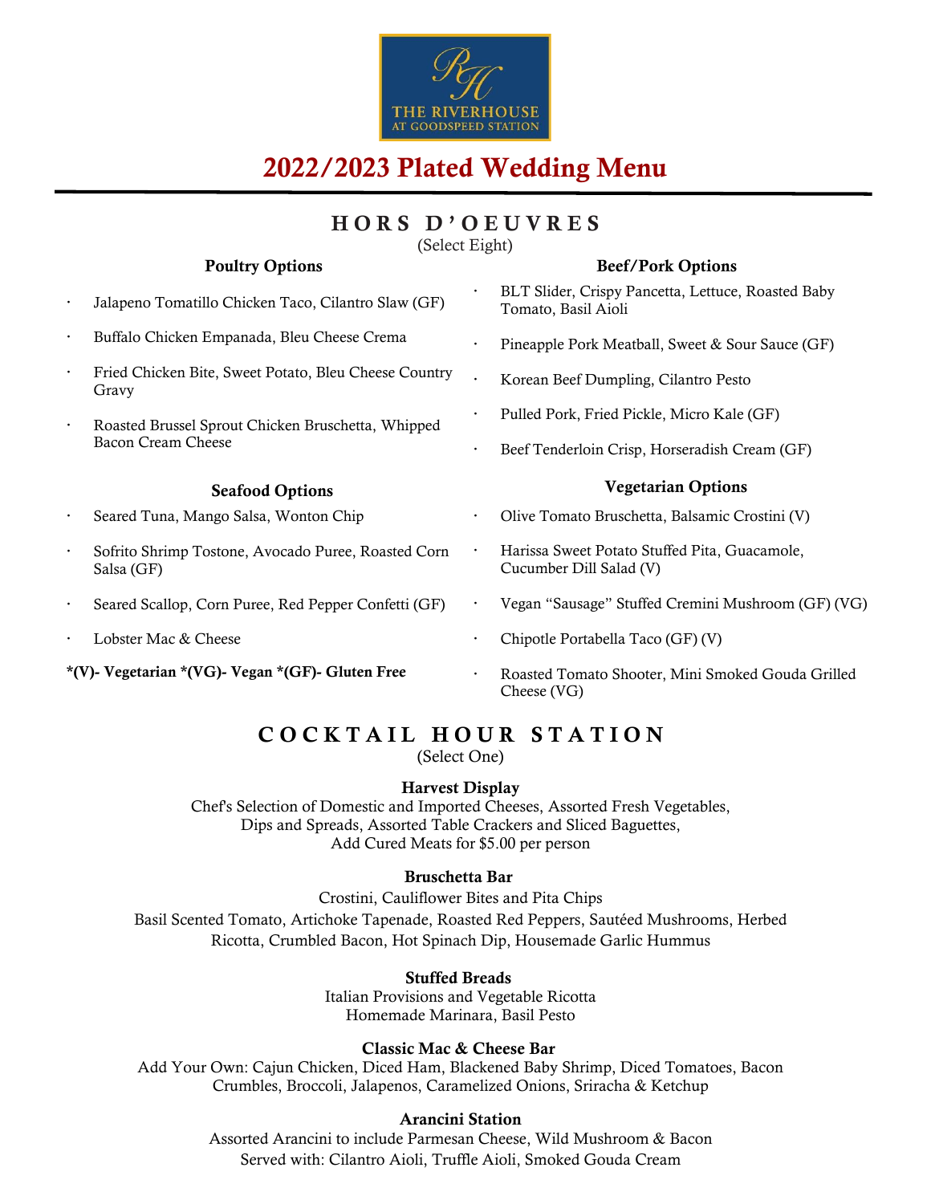THE RIVERHOUSE AT GOODSPEED STATION

# 2022/2023 Plated Wedding Menu

## HORS D'OEUVRES

(Select Eight)

### Poultry Options

- Jalapeno Tomatillo Chicken Taco, Cilantro Slaw (GF)
- Buffalo Chicken Empanada, Bleu Cheese Crema
- Fried Chicken Bite, Sweet Potato, Bleu Cheese Country Gravy
- Roasted Brussel Sprout Chicken Bruschetta, Whipped Bacon Cream Cheese

### Seafood Options

- Seared Tuna, Mango Salsa, Wonton Chip
- Sofrito Shrimp Tostone, Avocado Puree, Roasted Corn Salsa (GF)
- Seared Scallop, Corn Puree, Red Pepper Confetti (GF)
- Lobster Mac & Cheese

**\*(V)- Vegetarian \*(VG)- Vegan \*(GF)- Gluten Free**

### Beef/Pork Options

- BLT Slider, Crispy Pancetta, Lettuce, Roasted Baby Tomato, Basil Aioli
- Pineapple Pork Meatball, Sweet & Sour Sauce (GF)
- Korean Beef Dumpling, Cilantro Pesto
- Pulled Pork, Fried Pickle, Micro Kale (GF)
- Beef Tenderloin Crisp, Horseradish Cream (GF)

### Vegetarian Options

- Olive Tomato Bruschetta, Balsamic Crostini (V)
- Harissa Sweet Potato Stuffed Pita, Guacamole, Cucumber Dill Salad (V)
- Vegan "Sausage" Stuffed Cremini Mushroom (GF) (VG)
- Chipotle Portabella Taco (GF) (V)
- Roasted Tomato Shooter, Mini Smoked Gouda Grilled Cheese (VG)

## COCKTAIL HOUR STATION

(Select One)

### Harvest Display

Chef's Selection of Domestic and Imported Cheeses, Assorted Fresh Vegetables, Dips and Spreads, Assorted Table Crackers and Sliced Baguettes, Add Cured Meats for $5.00 per person

### Bruschetta Bar

Crostini, Cauliflower Bites and Pita Chips

Basil Scented Tomato, Artichoke Tapenade, Roasted Red Peppers, Sautéed Mushrooms, Herbed Ricotta, Crumbled Bacon, Hot Spinach Dip, Housemade Garlic Hummus

### Stuffed Breads

Italian Provisions and Vegetable Ricotta

Homemade Marinara, Basil Pesto

### Classic Mac & Cheese Bar

Add Your Own: Cajun Chicken, Diced Ham, Blackened Baby Shrimp, Diced Tomatoes, Bacon Crumbles, Broccoli, Jalapenos, Caramelized Onions, Sriracha & Ketchup

### Arancini Station

Assorted Arancini to include Parmesan Cheese, Wild Mushroom & Bacon

Served with: Cilantro Aioli, Truffle Aioli, Smoked Gouda Cream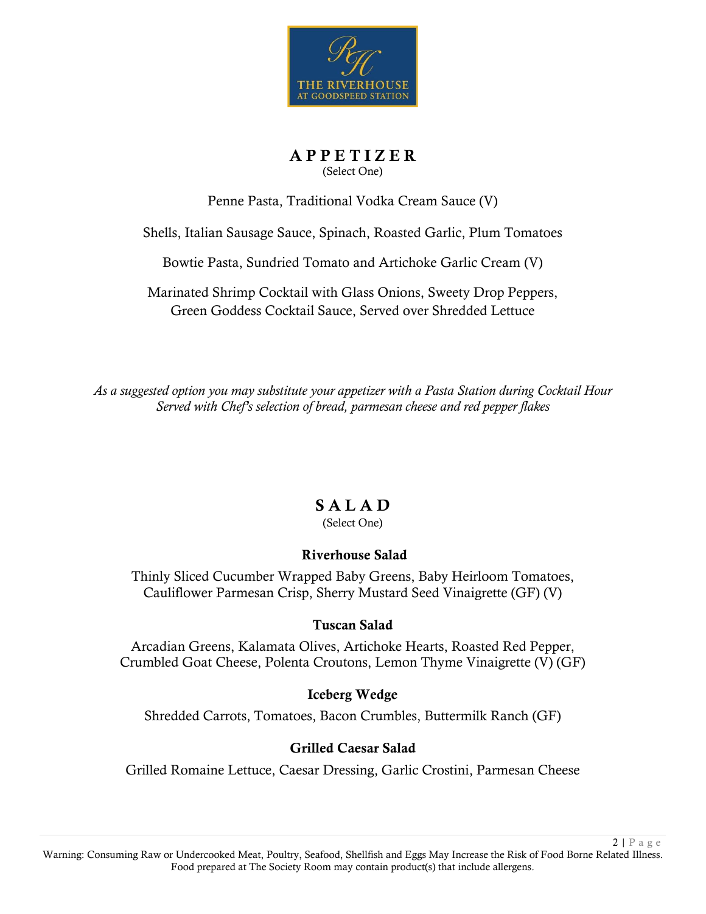THE RIVERHOUSE
AT GOODSPEED STATION

## APPETIZER

(Select One)

Penne Pasta, Traditional Vodka Cream Sauce (V)

Shells, Italian Sausage Sauce, Spinach, Roasted Garlic, Plum Tomatoes

Bowtie Pasta, Sundried Tomato and Artichoke Garlic Cream (V)

Marinated Shrimp Cocktail with Glass Onions, Sweety Drop Peppers, Green Goddess Cocktail Sauce, Served over Shredded Lettuce

*As a suggested option you may substitute your appetizer with a Pasta Station during Cocktail Hour*
*Served with Chef's selection of bread, parmesan cheese and red pepper flakes*

## SALAD

(Select One)

**Riverhouse Salad**

Thinly Sliced Cucumber Wrapped Baby Greens, Baby Heirloom Tomatoes, Cauliflower Parmesan Crisp, Sherry Mustard Seed Vinaigrette (GF) (V)

**Tuscan Salad**

Arcadian Greens, Kalamata Olives, Artichoke Hearts, Roasted Red Pepper, Crumbled Goat Cheese, Polenta Croutons, Lemon Thyme Vinaigrette (V) (GF)

**Iceberg Wedge**

Shredded Carrots, Tomatoes, Bacon Crumbles, Buttermilk Ranch (GF)

**Grilled Caesar Salad**

Grilled Romaine Lettuce, Caesar Dressing, Garlic Crostini, Parmesan Cheese

Warning: Consuming Raw or Undercooked Meat, Poultry, Seafood, Shellfish and Eggs May Increase the Risk of Food Borne Related Illness. Food prepared at The Society Room may contain product(s) that include allergens.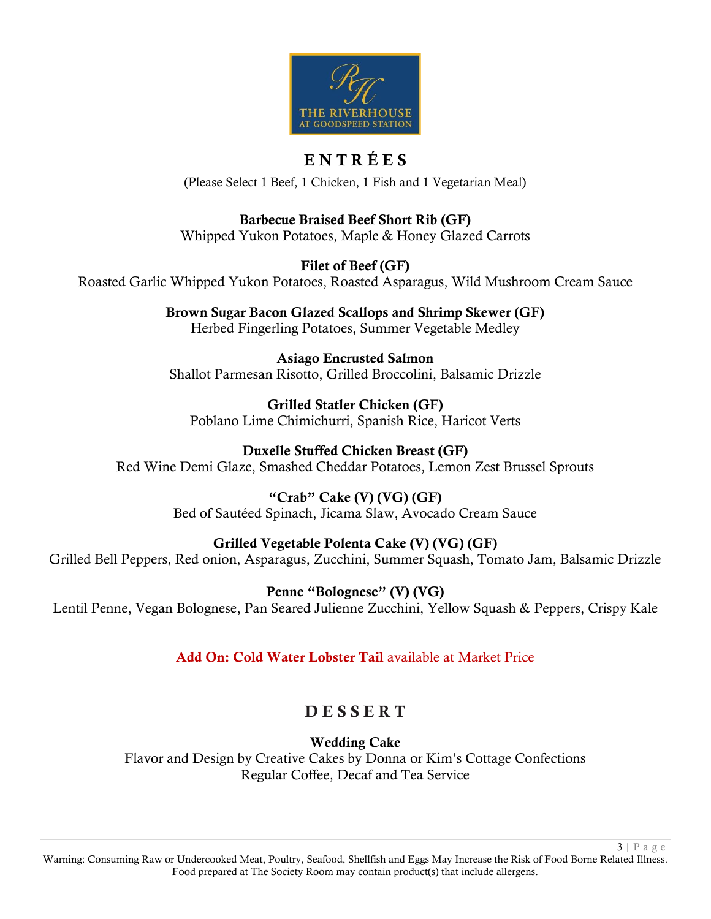THE RIVERHOUSE AT GOODSPEED STATION

## ENTRÉES

(Please Select 1 Beef, 1 Chicken, 1 Fish and 1 Vegetarian Meal)

**Barbecue Braised Beef Short Rib (GF)**
Whipped Yukon Potatoes, Maple & Honey Glazed Carrots

**Filet of Beef (GF)**
Roasted Garlic Whipped Yukon Potatoes, Roasted Asparagus, Wild Mushroom Cream Sauce

**Brown Sugar Bacon Glazed Scallops and Shrimp Skewer (GF)**
Herbed Fingerling Potatoes, Summer Vegetable Medley

**Asiago Encrusted Salmon**
Shallot Parmesan Risotto, Grilled Broccolini, Balsamic Drizzle

**Grilled Statler Chicken (GF)**
Poblano Lime Chimichurri, Spanish Rice, Haricot Verts

**Duxelle Stuffed Chicken Breast (GF)**
Red Wine Demi Glaze, Smashed Cheddar Potatoes, Lemon Zest Brussel Sprouts

**"Crab" Cake (V) (VG) (GF)**
Bed of Sautéed Spinach, Jicama Slaw, Avocado Cream Sauce

**Grilled Vegetable Polenta Cake (V) (VG) (GF)**
Grilled Bell Peppers, Red onion, Asparagus, Zucchini, Summer Squash, Tomato Jam, Balsamic Drizzle

**Penne "Bolognese" (V) (VG)**
Lentil Penne, Vegan Bolognese, Pan Seared Julienne Zucchini, Yellow Squash & Peppers, Crispy Kale

**Add On: Cold Water Lobster Tail** available at Market Price

## DESSERT

**Wedding Cake**
Flavor and Design by Creative Cakes by Donna or Kim's Cottage Confections
Regular Coffee, Decaf and Tea Service

Warning: Consuming Raw or Undercooked Meat, Poultry, Seafood, Shellfish and Eggs May Increase the Risk of Food Borne Related Illness.
Food prepared at The Society Room may contain product(s) that include allergens.